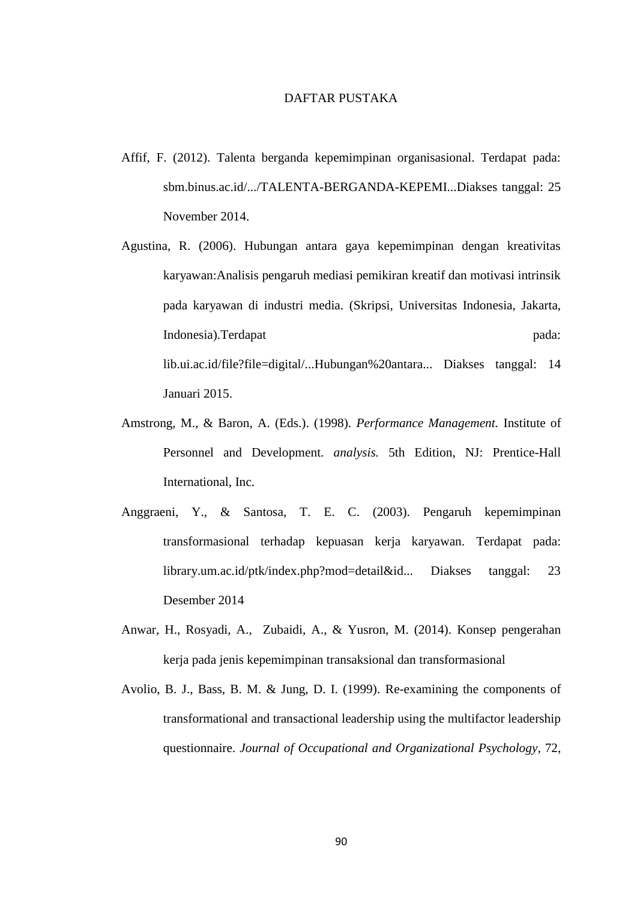# DAFTAR PUSTAKA

Affif, F. (2012). Talenta berganda kepemimpinan organisasional. Terdapat pada: sbm.binus.ac.id/.../TALENTA-BERGANDA-KEPEMI...Diakses tanggal: 25 November 2014.

Agustina, R. (2006). Hubungan antara gaya kepemimpinan dengan kreativitas karyawan:Analisis pengaruh mediasi pemikiran kreatif dan motivasi intrinsik pada karyawan di industri media. (Skripsi, Universitas Indonesia, Jakarta, Indonesia).Terdapat pada: lib.ui.ac.id/file?file=digital/...Hubungan%20antara... Diakses tanggal: 14 Januari 2015.

Amstrong, M., & Baron, A. (Eds.). (1998). *Performance Management.* Institute of Personnel and Development. *analysis.* 5th Edition, NJ: Prentice-Hall International, Inc.

Anggraeni, Y., & Santosa, T. E. C. (2003). Pengaruh kepemimpinan transformasional terhadap kepuasan kerja karyawan. Terdapat pada: library.um.ac.id/ptk/index.php?mod=detail&id... Diakses tanggal: 23 Desember 2014

Anwar, H., Rosyadi, A., Zubaidi, A., & Yusron, M. (2014). Konsep pengerahan kerja pada jenis kepemimpinan transaksional dan transformasional

Avolio, B. J., Bass, B. M. & Jung, D. I. (1999). Re-examining the components of transformational and transactional leadership using the multifactor leadership questionnaire. *Journal of Occupational and Organizational Psychology*, 72,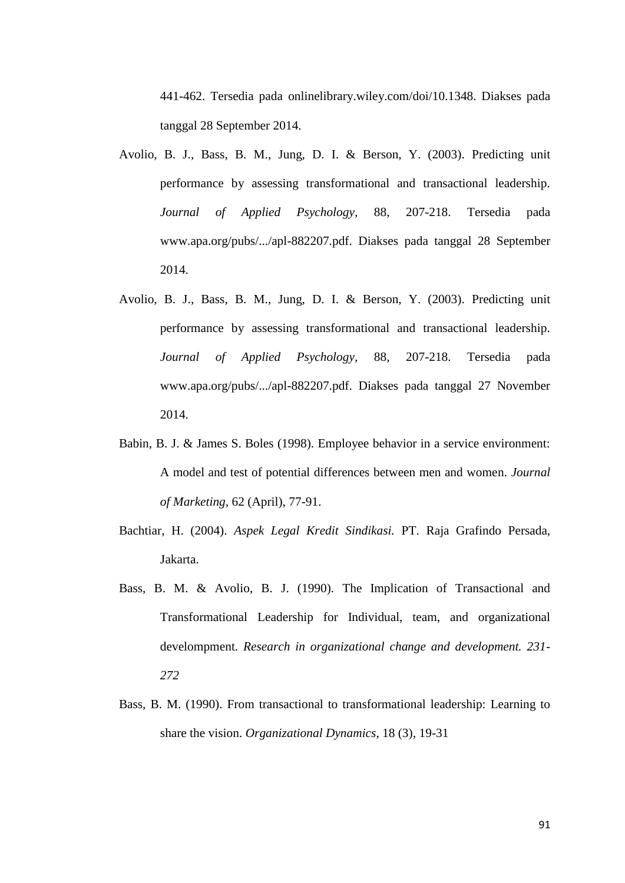441-462. Tersedia pada onlinelibrary.wiley.com/doi/10.1348. Diakses pada tanggal 28 September 2014.

Avolio, B. J., Bass, B. M., Jung, D. I. & Berson, Y. (2003). Predicting unit performance by assessing transformational and transactional leadership. *Journal of Applied Psychology*, 88, 207-218. Tersedia pada www.apa.org/pubs/.../apl-882207.pdf. Diakses pada tanggal 28 September 2014.

Avolio, B. J., Bass, B. M., Jung, D. I. & Berson, Y. (2003). Predicting unit performance by assessing transformational and transactional leadership. *Journal of Applied Psychology*, 88, 207-218. Tersedia pada www.apa.org/pubs/.../apl-882207.pdf. Diakses pada tanggal 27 November 2014.

Babin, B. J. & James S. Boles (1998). Employee behavior in a service environment: A model and test of potential differences between men and women. *Journal of Marketing*, 62 (April), 77-91.

Bachtiar, H. (2004). *Aspek Legal Kredit Sindikasi.* PT. Raja Grafindo Persada, Jakarta.

Bass, B. M. & Avolio, B. J. (1990). The Implication of Transactional and Transformational Leadership for Individual, team, and organizational develompment. *Research in organizational change and development. 231-272*

Bass, B. M. (1990). From transactional to transformational leadership: Learning to share the vision. *Organizational Dynamics*, 18 (3), 19-31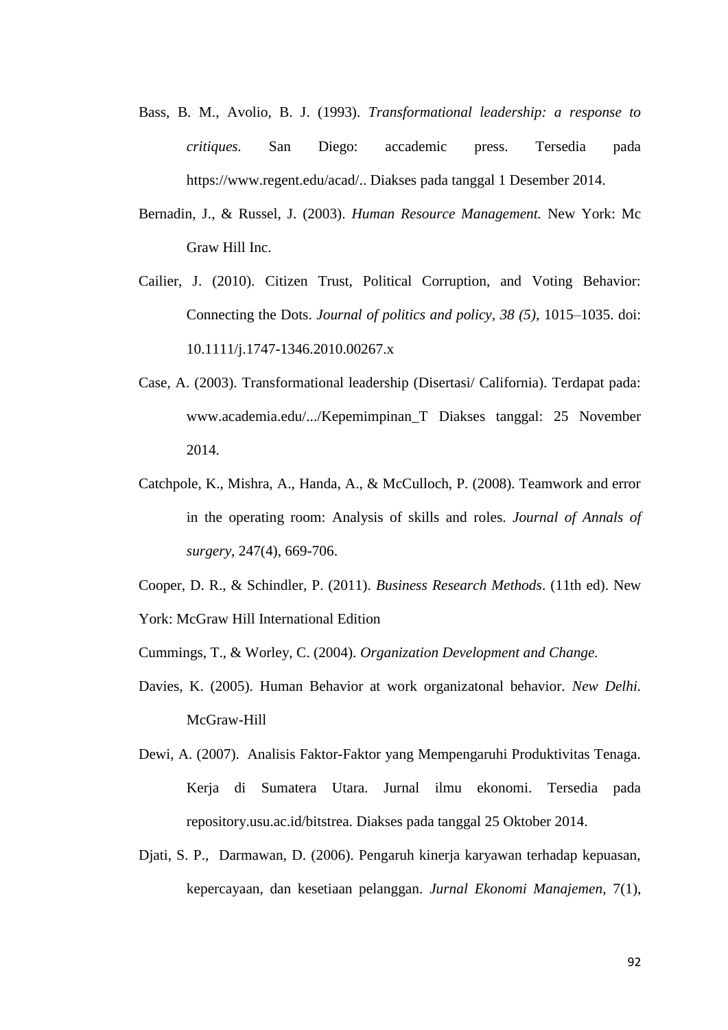Bass, B. M., Avolio, B. J. (1993). *Transformational leadership: a response to critiques.* San Diego: accademic press. Tersedia pada https://www.regent.edu/acad/.. Diakses pada tanggal 1 Desember 2014.

Bernadin, J., & Russel, J. (2003). *Human Resource Management.* New York: Mc Graw Hill Inc.

Cailier, J. (2010). Citizen Trust, Political Corruption, and Voting Behavior: Connecting the Dots. *Journal of politics and policy, 38 (5),* 1015–1035. doi: 10.1111/j.1747-1346.2010.00267.x

Case, A. (2003). Transformational leadership (Disertasi/ California). Terdapat pada: www.academia.edu/.../Kepemimpinan_T Diakses tanggal: 25 November 2014.

Catchpole, K., Mishra, A., Handa, A., & McCulloch, P. (2008). Teamwork and error in the operating room: Analysis of skills and roles. *Journal of Annals of surgery*, 247(4), 669-706.

Cooper, D. R., & Schindler, P. (2011). *Business Research Methods*. (11th ed). New York: McGraw Hill International Edition

Cummings, T., & Worley, C. (2004). *Organization Development and Change.*

Davies, K. (2005). Human Behavior at work organizatonal behavior. *New Delhi.* McGraw-Hill

Dewi, A. (2007). Analisis Faktor-Faktor yang Mempengaruhi Produktivitas Tenaga. Kerja di Sumatera Utara. Jurnal ilmu ekonomi. Tersedia pada repository.usu.ac.id/bitstrea. Diakses pada tanggal 25 Oktober 2014.

Djati, S. P., Darmawan, D. (2006). Pengaruh kinerja karyawan terhadap kepuasan, kepercayaan, dan kesetiaan pelanggan. *Jurnal Ekonomi Manajemen*, 7(1),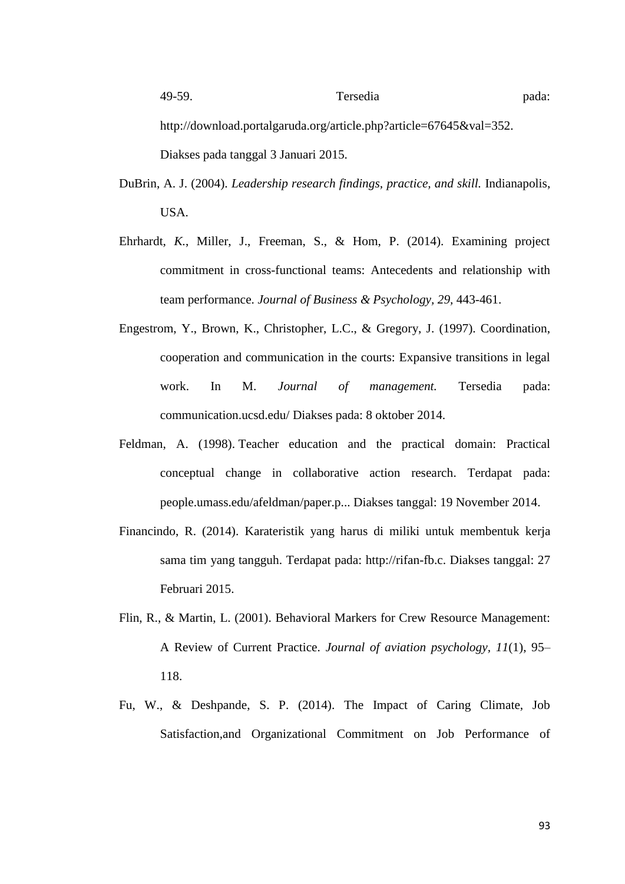49-59. Tersedia pada: http://download.portalgaruda.org/article.php?article=67645&val=352. Diakses pada tanggal 3 Januari 2015.

DuBrin, A. J. (2004). *Leadership research findings, practice, and skill.* Indianapolis, USA.

Ehrhardt, *K.*, Miller, J., Freeman, S., & Hom, P. (2014). Examining project commitment in cross-functional teams: Antecedents and relationship with team performance. *Journal of Business & Psychology, 29,* 443-461.

Engestrom, Y., Brown, K., Christopher, L.C., & Gregory, J. (1997). Coordination, cooperation and communication in the courts: Expansive transitions in legal work. In M. *Journal of management.* Tersedia pada: communication.ucsd.edu/ Diakses pada: 8 oktober 2014.

Feldman, A. (1998). Teacher education and the practical domain: Practical conceptual change in collaborative action research. Terdapat pada: people.umass.edu/afeldman/paper.p... Diakses tanggal: 19 November 2014.

Financindo, R. (2014). Karateristik yang harus di miliki untuk membentuk kerja sama tim yang tangguh. Terdapat pada: http://rifan-fb.c. Diakses tanggal: 27 Februari 2015.

Flin, R., & Martin, L. (2001). Behavioral Markers for Crew Resource Management: A Review of Current Practice. *Journal of aviation psychology*, *11*(1), 95–118.

Fu, W., & Deshpande, S. P. (2014). The Impact of Caring Climate, Job Satisfaction,and Organizational Commitment on Job Performance of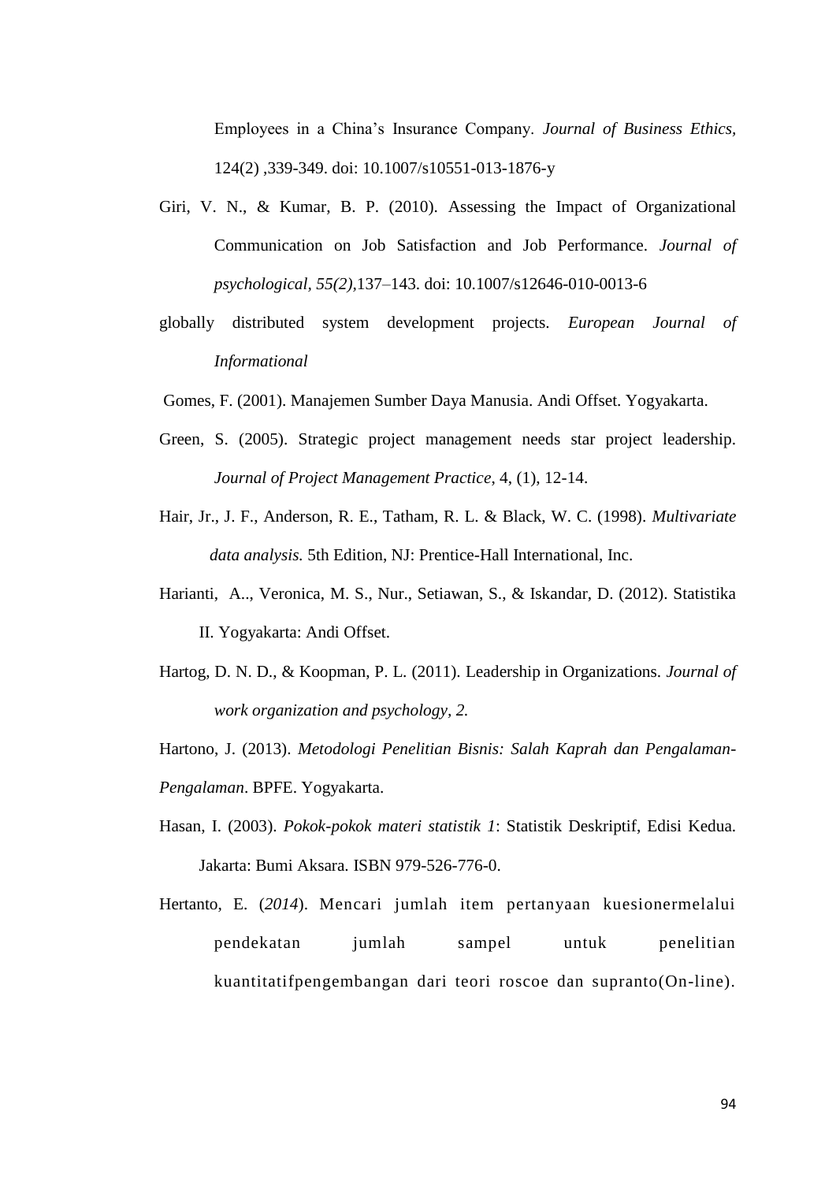Employees in a China's Insurance Company. *Journal of Business Ethics,* 124(2) ,339-349. doi: 10.1007/s10551-013-1876-y

Giri, V. N., & Kumar, B. P. (2010). Assessing the Impact of Organizational Communication on Job Satisfaction and Job Performance. *Journal of psychological, 55(2)*,137–143. doi: 10.1007/s12646-010-0013-6

globally distributed system development projects. *European Journal of Informational*

Gomes, F. (2001). Manajemen Sumber Daya Manusia. Andi Offset. Yogyakarta.

Green, S. (2005). Strategic project management needs star project leadership. *Journal of Project Management Practice,* 4, (1), 12-14.

Hair, Jr., J. F., Anderson, R. E., Tatham, R. L. & Black, W. C. (1998). *Multivariate data analysis.* 5th Edition, NJ: Prentice-Hall International, Inc.

Harianti, A.., Veronica, M. S., Nur., Setiawan, S., & Iskandar, D. (2012). Statistika II. Yogyakarta: Andi Offset.

Hartog, D. N. D., & Koopman, P. L. (2011). Leadership in Organizations. *Journal of work organization and psychology, 2.*

Hartono, J. (2013). *Metodologi Penelitian Bisnis: Salah Kaprah dan Pengalaman-Pengalaman*. BPFE. Yogyakarta.

Hasan, I. (2003). *Pokok-pokok materi statistik 1*: Statistik Deskriptif, Edisi Kedua. Jakarta: Bumi Aksara. ISBN 979-526-776-0.

Hertanto, E. (*2014*). Mencari jumlah item pertanyaan kuesionermelalui pendekatan jumlah sampel untuk penelitian kuantitatifpengembangan dari teori roscoe dan supranto(On-line).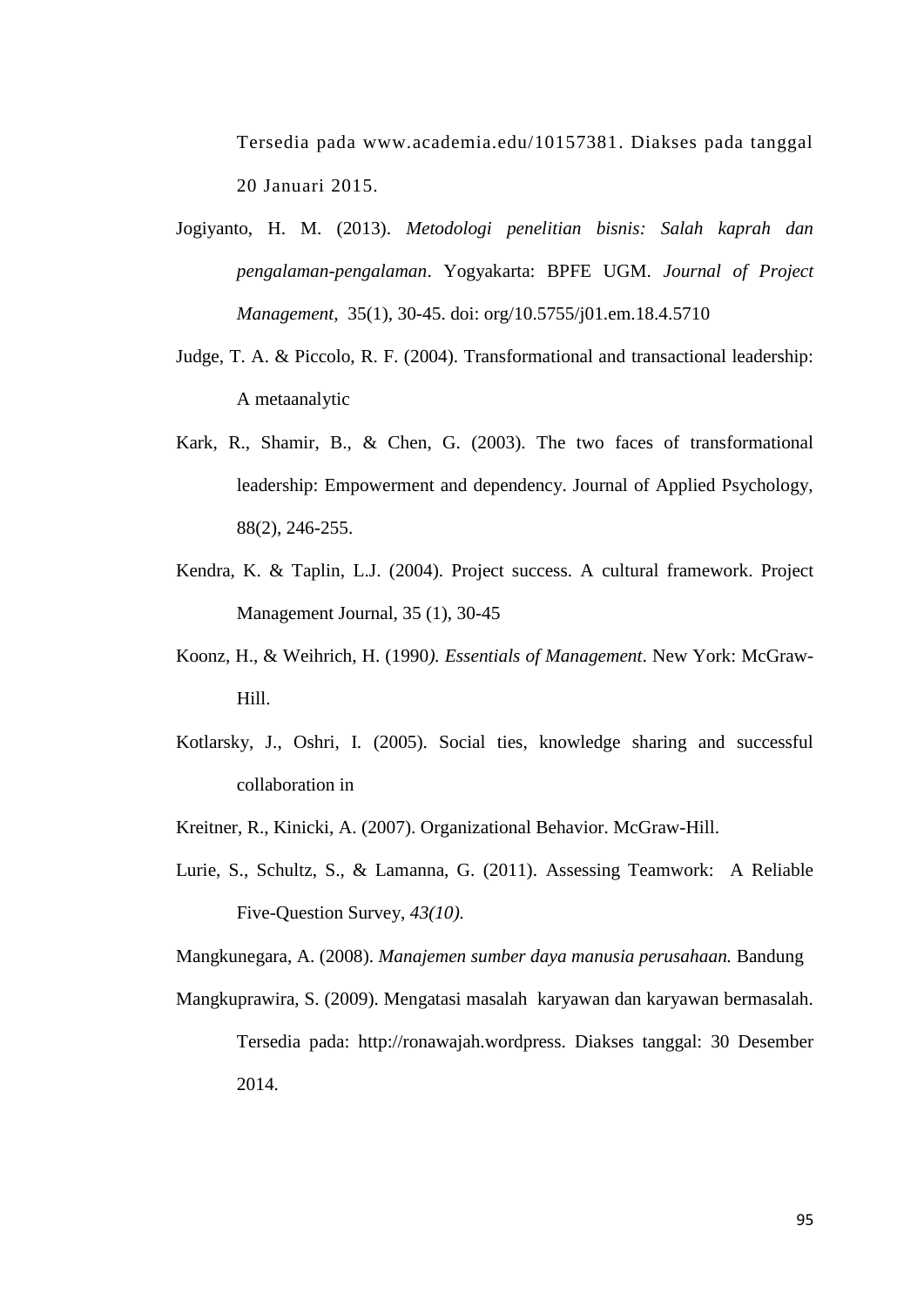Tersedia pada www.academia.edu/10157381. Diakses pada tanggal 20 Januari 2015.

Jogiyanto, H. M. (2013). *Metodologi penelitian bisnis: Salah kaprah dan pengalaman-pengalaman*. Yogyakarta: BPFE UGM. *Journal of Project Management*, 35(1), 30-45. doi: org/10.5755/j01.em.18.4.5710

Judge, T. A. & Piccolo, R. F. (2004). Transformational and transactional leadership: A metaanalytic

Kark, R., Shamir, B., & Chen, G. (2003). The two faces of transformational leadership: Empowerment and dependency. Journal of Applied Psychology, 88(2), 246-255.

Kendra, K. & Taplin, L.J. (2004). Project success. A cultural framework. Project Management Journal, 35 (1), 30-45

Koonz, H., & Weihrich, H. (1990*). Essentials of Management*. New York: McGraw-Hill.

Kotlarsky, J., Oshri, I. (2005). Social ties, knowledge sharing and successful collaboration in

Kreitner, R., Kinicki, A. (2007). Organizational Behavior. McGraw-Hill.

Lurie, S., Schultz, S., & Lamanna, G. (2011). Assessing Teamwork: A Reliable Five-Question Survey, *43(10).*

Mangkunegara, A. (2008). *Manajemen sumber daya manusia perusahaan.* Bandung

Mangkuprawira, S. (2009). Mengatasi masalah karyawan dan karyawan bermasalah. Tersedia pada: http://ronawajah.wordpress. Diakses tanggal: 30 Desember 2014.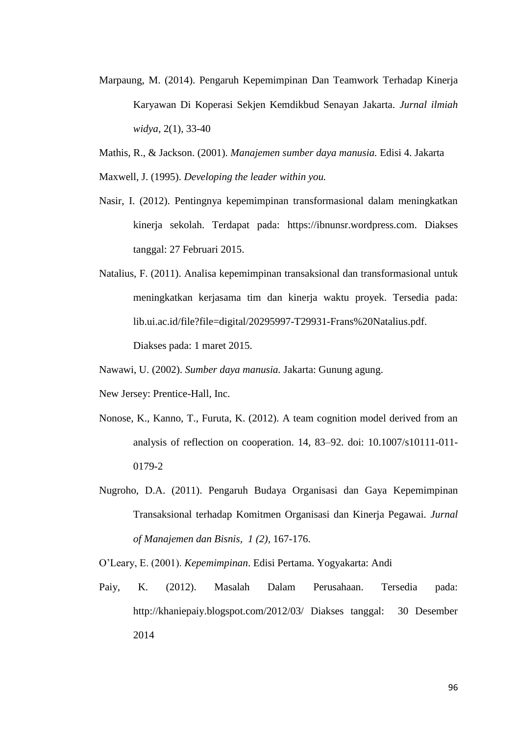Marpaung, M. (2014). Pengaruh Kepemimpinan Dan Teamwork Terhadap Kinerja Karyawan Di Koperasi Sekjen Kemdikbud Senayan Jakarta. *Jurnal ilmiah widya*, 2(1), 33-40

Mathis, R., & Jackson. (2001). *Manajemen sumber daya manusia.* Edisi 4. Jakarta

Maxwell, J. (1995). *Developing the leader within you.*

Nasir, I. (2012). Pentingnya kepemimpinan transformasional dalam meningkatkan kinerja sekolah. Terdapat pada: https://ibnunsr.wordpress.com. Diakses tanggal: 27 Februari 2015.

Natalius, F. (2011). Analisa kepemimpinan transaksional dan transformasional untuk meningkatkan kerjasama tim dan kinerja waktu proyek. Tersedia pada: lib.ui.ac.id/file?file=digital/20295997-T29931-Frans%20Natalius.pdf. Diakses pada: 1 maret 2015.

Nawawi, U. (2002). *Sumber daya manusia.* Jakarta: Gunung agung.

New Jersey: Prentice-Hall, Inc.

Nonose, K., Kanno, T., Furuta, K. (2012). A team cognition model derived from an analysis of reflection on cooperation. 14, 83–92. doi: 10.1007/s10111-011-0179-2

Nugroho, D.A. (2011). Pengaruh Budaya Organisasi dan Gaya Kepemimpinan Transaksional terhadap Komitmen Organisasi dan Kinerja Pegawai. *Jurnal of Manajemen dan Bisnis, 1 (2)*, 167-176.

O'Leary, E. (2001). *Kepemimpinan*. Edisi Pertama. Yogyakarta: Andi

Paiy, K. (2012). Masalah Dalam Perusahaan. Tersedia pada: http://khaniepaiy.blogspot.com/2012/03/ Diakses tanggal: 30 Desember 2014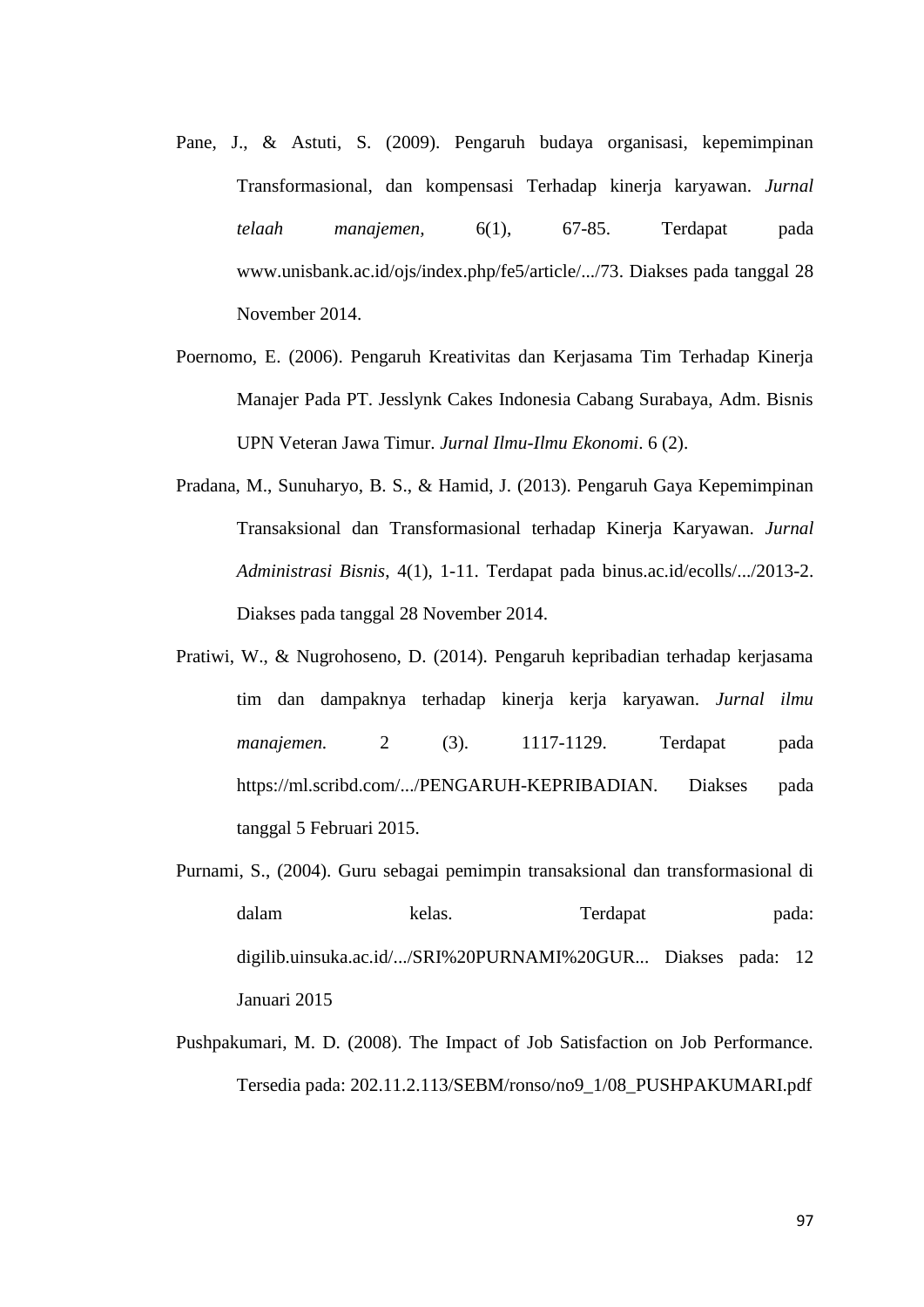Pane, J., & Astuti, S. (2009). Pengaruh budaya organisasi, kepemimpinan Transformasional, dan kompensasi Terhadap kinerja karyawan. *Jurnal telaah manajemen*, 6(1), 67-85. Terdapat pada www.unisbank.ac.id/ojs/index.php/fe5/article/.../73. Diakses pada tanggal 28 November 2014.

Poernomo, E. (2006). Pengaruh Kreativitas dan Kerjasama Tim Terhadap Kinerja Manajer Pada PT. Jesslynk Cakes Indonesia Cabang Surabaya, Adm. Bisnis UPN Veteran Jawa Timur. *Jurnal Ilmu-Ilmu Ekonomi*. 6 (2).

Pradana, M., Sunuharyo, B. S., & Hamid, J. (2013). Pengaruh Gaya Kepemimpinan Transaksional dan Transformasional terhadap Kinerja Karyawan. *Jurnal Administrasi Bisnis*, 4(1), 1-11. Terdapat pada binus.ac.id/ecolls/.../2013-2. Diakses pada tanggal 28 November 2014.

Pratiwi, W., & Nugrohoseno, D. (2014). Pengaruh kepribadian terhadap kerjasama tim dan dampaknya terhadap kinerja kerja karyawan. *Jurnal ilmu manajemen.* 2 (3). 1117-1129. Terdapat pada https://ml.scribd.com/.../PENGARUH-KEPRIBADIAN. Diakses pada tanggal 5 Februari 2015.

Purnami, S., (2004). Guru sebagai pemimpin transaksional dan transformasional di dalam kelas. Terdapat pada: digilib.uinsuka.ac.id/.../SRI%20PURNAMI%20GUR... Diakses pada: 12 Januari 2015

Pushpakumari, M. D. (2008). The Impact of Job Satisfaction on Job Performance. Tersedia pada: 202.11.2.113/SEBM/ronso/no9_1/08_PUSHPAKUMARI.pdf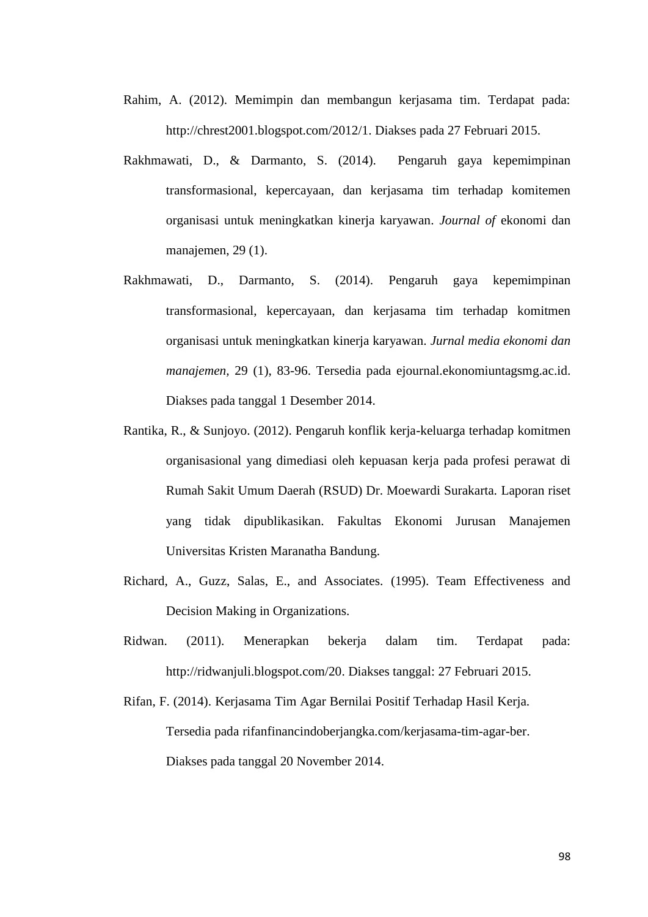Rahim, A. (2012). Memimpin dan membangun kerjasama tim. Terdapat pada: http://chrest2001.blogspot.com/2012/1. Diakses pada 27 Februari 2015.

Rakhmawati, D., & Darmanto, S. (2014). Pengaruh gaya kepemimpinan transformasional, kepercayaan, dan kerjasama tim terhadap komitemen organisasi untuk meningkatkan kinerja karyawan. *Journal of* ekonomi dan manajemen, 29 (1).

Rakhmawati, D., Darmanto, S. (2014). Pengaruh gaya kepemimpinan transformasional, kepercayaan, dan kerjasama tim terhadap komitmen organisasi untuk meningkatkan kinerja karyawan. *Jurnal media ekonomi dan manajemen*, 29 (1), 83-96. Tersedia pada ejournal.ekonomiuntagsmg.ac.id. Diakses pada tanggal 1 Desember 2014.

Rantika, R., & Sunjoyo. (2012). Pengaruh konflik kerja-keluarga terhadap komitmen organisasional yang dimediasi oleh kepuasan kerja pada profesi perawat di Rumah Sakit Umum Daerah (RSUD) Dr. Moewardi Surakarta. Laporan riset yang tidak dipublikasikan. Fakultas Ekonomi Jurusan Manajemen Universitas Kristen Maranatha Bandung.

Richard, A., Guzz, Salas, E., and Associates. (1995). Team Effectiveness and Decision Making in Organizations.

Ridwan. (2011). Menerapkan bekerja dalam tim. Terdapat pada: http://ridwanjuli.blogspot.com/20. Diakses tanggal: 27 Februari 2015.

Rifan, F. (2014). Kerjasama Tim Agar Bernilai Positif Terhadap Hasil Kerja. Tersedia pada rifanfinancindoberjangka.com/kerjasama-tim-agar-ber. Diakses pada tanggal 20 November 2014.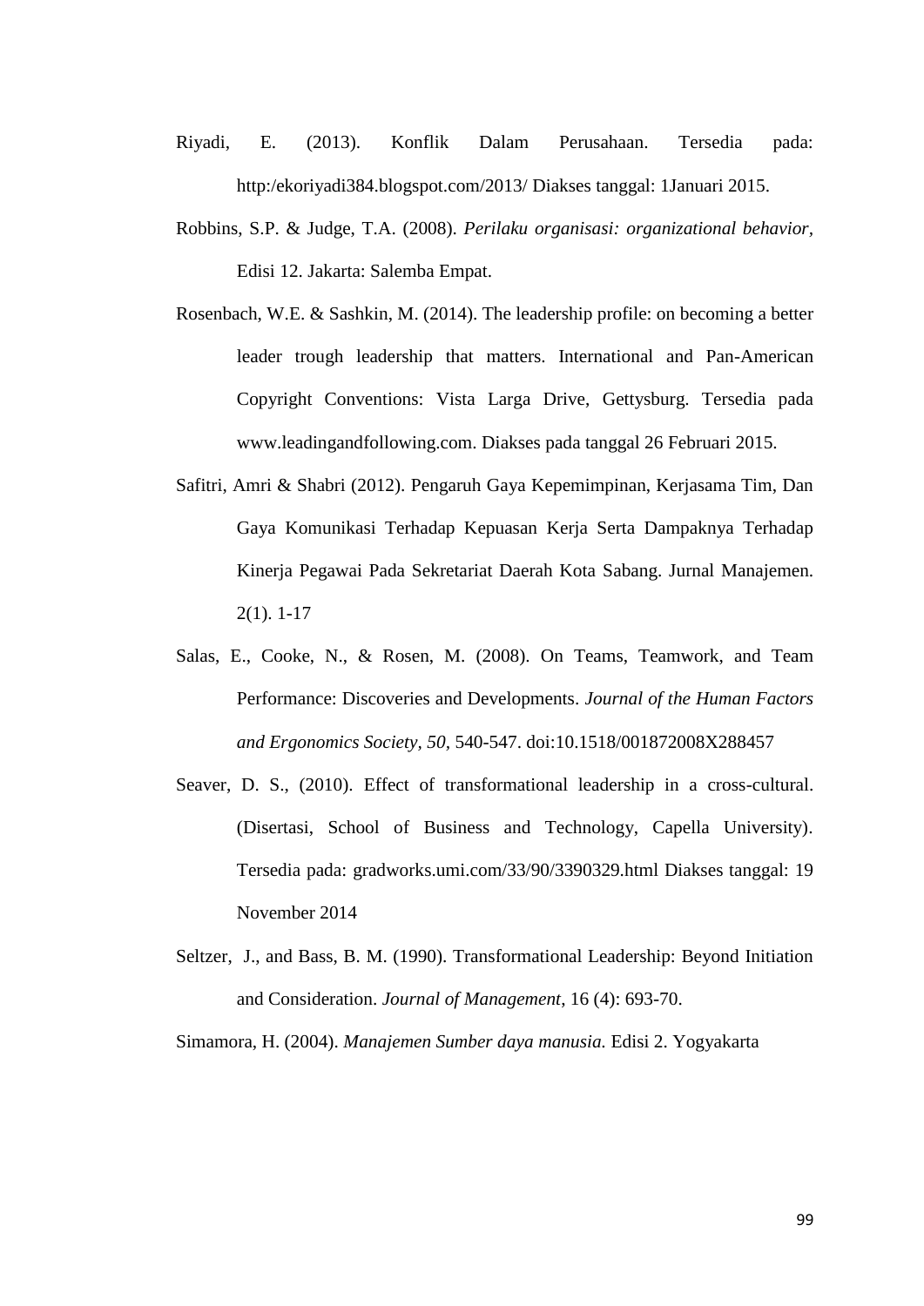Riyadi, E. (2013). Konflik Dalam Perusahaan. Tersedia pada: http:/ekoriyadi384.blogspot.com/2013/ Diakses tanggal: 1Januari 2015.

Robbins, S.P. & Judge, T.A. (2008). *Perilaku organisasi: organizational behavior*, Edisi 12. Jakarta: Salemba Empat.

Rosenbach, W.E. & Sashkin, M. (2014). The leadership profile: on becoming a better leader trough leadership that matters. International and Pan-American Copyright Conventions: Vista Larga Drive, Gettysburg. Tersedia pada www.leadingandfollowing.com. Diakses pada tanggal 26 Februari 2015.

Safitri, Amri & Shabri (2012). Pengaruh Gaya Kepemimpinan, Kerjasama Tim, Dan Gaya Komunikasi Terhadap Kepuasan Kerja Serta Dampaknya Terhadap Kinerja Pegawai Pada Sekretariat Daerah Kota Sabang. Jurnal Manajemen. 2(1). 1-17

Salas, E., Cooke, N., & Rosen, M. (2008). On Teams, Teamwork, and Team Performance: Discoveries and Developments. *Journal of the Human Factors and Ergonomics Society, 50,* 540-547. doi:10.1518/001872008X288457

Seaver, D. S., (2010). Effect of transformational leadership in a cross-cultural. (Disertasi, School of Business and Technology, Capella University). Tersedia pada: gradworks.umi.com/33/90/3390329.html Diakses tanggal: 19 November 2014

Seltzer, J., and Bass, B. M. (1990). Transformational Leadership: Beyond Initiation and Consideration. *Journal of Management*, 16 (4): 693-70.

Simamora, H. (2004). *Manajemen Sumber daya manusia.* Edisi 2. Yogyakarta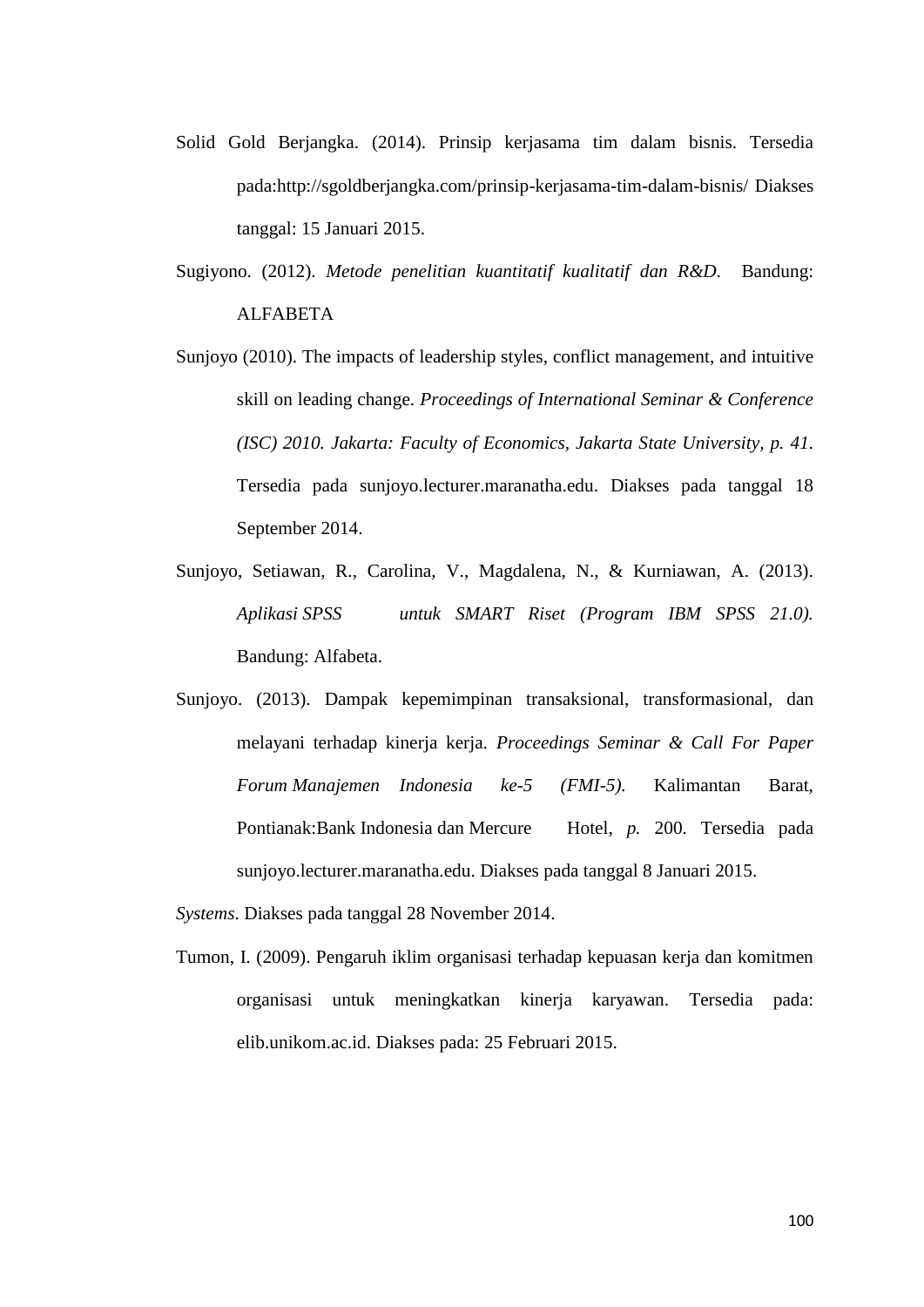Solid Gold Berjangka. (2014). Prinsip kerjasama tim dalam bisnis. Tersedia pada:http://sgoldberjangka.com/prinsip-kerjasama-tim-dalam-bisnis/ Diakses tanggal: 15 Januari 2015.

Sugiyono. (2012). *Metode penelitian kuantitatif kualitatif dan R&D.* Bandung: ALFABETA

Sunjoyo (2010). The impacts of leadership styles, conflict management, and intuitive skill on leading change. *Proceedings of International Seminar & Conference (ISC) 2010. Jakarta: Faculty of Economics, Jakarta State University, p. 41.* Tersedia pada sunjoyo.lecturer.maranatha.edu. Diakses pada tanggal 18 September 2014.

Sunjoyo, Setiawan, R., Carolina, V., Magdalena, N., & Kurniawan, A. (2013). *Aplikasi SPSS untuk SMART Riset (Program IBM SPSS 21.0).* Bandung: Alfabeta.

Sunjoyo. (2013). Dampak kepemimpinan transaksional, transformasional, dan melayani terhadap kinerja kerja. *Proceedings Seminar & Call For Paper Forum Manajemen Indonesia ke-5 (FMI-5).* Kalimantan Barat, Pontianak:Bank Indonesia dan Mercure Hotel, *p.* 200. Tersedia pada sunjoyo.lecturer.maranatha.edu. Diakses pada tanggal 8 Januari 2015.

*Systems*. Diakses pada tanggal 28 November 2014.

Tumon, I. (2009). Pengaruh iklim organisasi terhadap kepuasan kerja dan komitmen organisasi untuk meningkatkan kinerja karyawan. Tersedia pada: elib.unikom.ac.id. Diakses pada: 25 Februari 2015.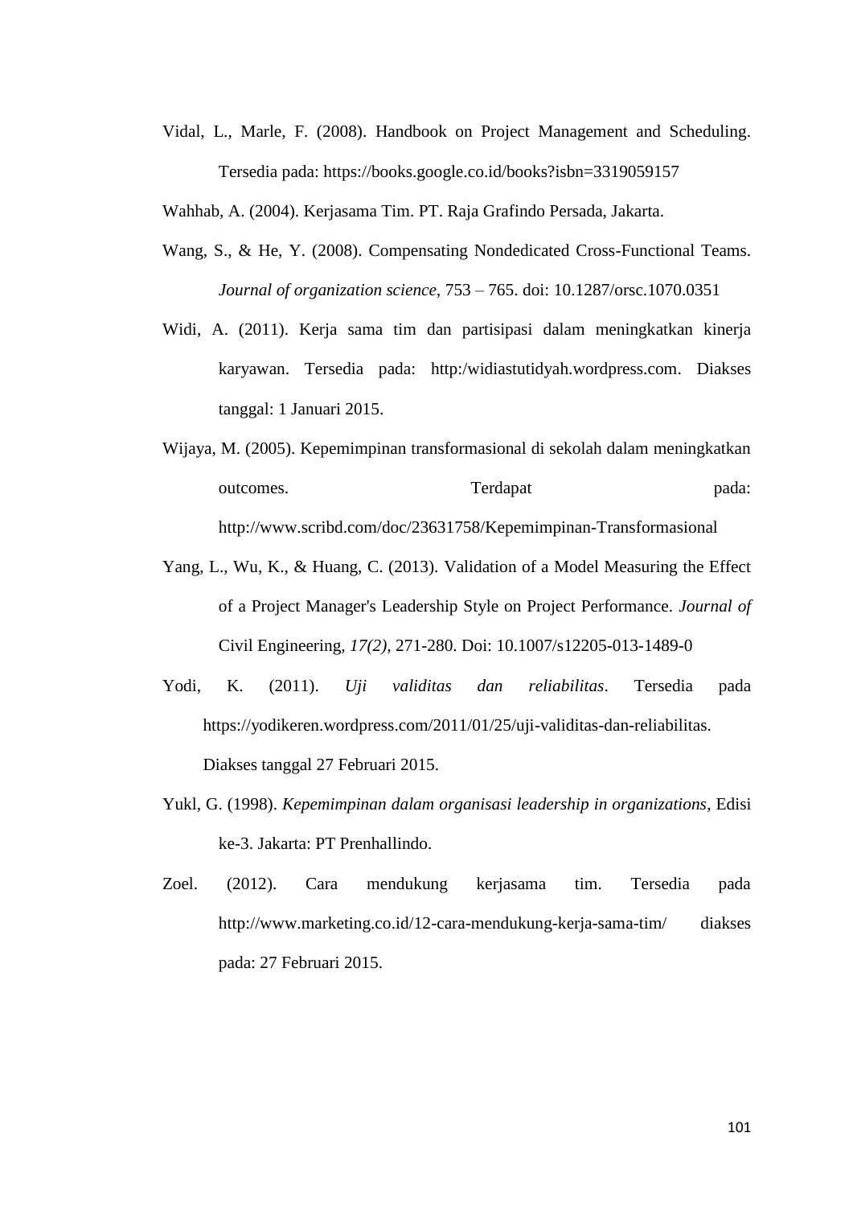Vidal, L., Marle, F. (2008). Handbook on Project Management and Scheduling. Tersedia pada: https://books.google.co.id/books?isbn=3319059157

Wahhab, A. (2004). Kerjasama Tim. PT. Raja Grafindo Persada, Jakarta.

Wang, S., & He, Y. (2008). Compensating Nondedicated Cross-Functional Teams. *Journal of organization science*, 753 – 765. doi: 10.1287/orsc.1070.0351

Widi, A. (2011). Kerja sama tim dan partisipasi dalam meningkatkan kinerja karyawan. Tersedia pada: http:/widiastutidyah.wordpress.com. Diakses tanggal: 1 Januari 2015.

Wijaya, M. (2005). Kepemimpinan transformasional di sekolah dalam meningkatkan outcomes. Terdapat pada: http://www.scribd.com/doc/23631758/Kepemimpinan-Transformasional

Yang, L., Wu, K., & Huang, C. (2013). Validation of a Model Measuring the Effect of a Project Manager's Leadership Style on Project Performance. *Journal of* Civil Engineering, *17(2),* 271-280. Doi: 10.1007/s12205-013-1489-0

Yodi, K. (2011). *Uji validitas dan reliabilitas*. Tersedia pada https://yodikeren.wordpress.com/2011/01/25/uji-validitas-dan-reliabilitas. Diakses tanggal 27 Februari 2015.

Yukl, G. (1998). *Kepemimpinan dalam organisasi leadership in organizations*, Edisi ke-3. Jakarta: PT Prenhallindo.

Zoel. (2012). Cara mendukung kerjasama tim. Tersedia pada http://www.marketing.co.id/12-cara-mendukung-kerja-sama-tim/ diakses pada: 27 Februari 2015.